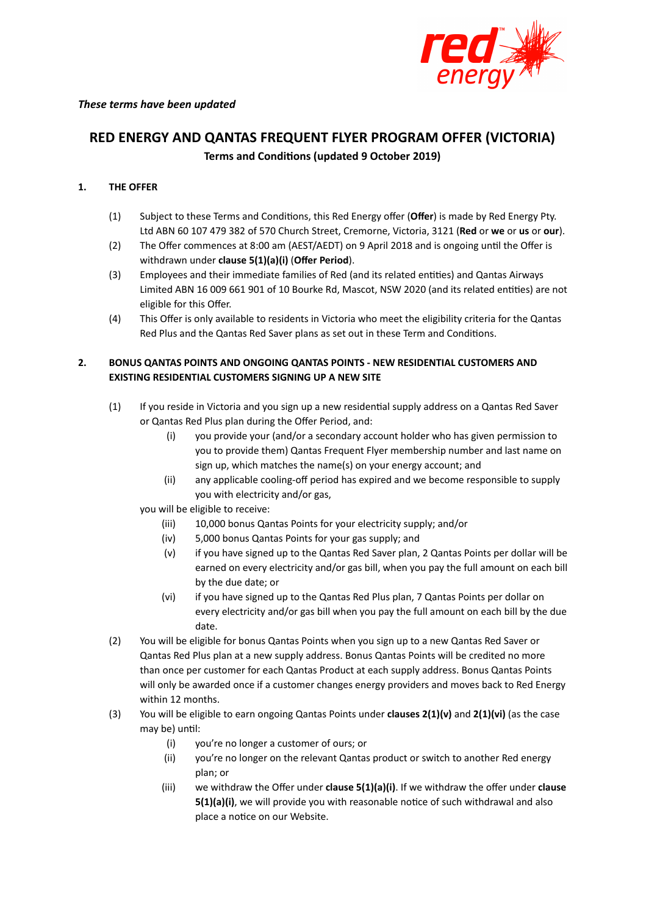*These terms have been updated*

# RED ENERGY AND QANTAS FREQUENT FLYER PROGRAM OFFER (VICTORIA)

**Terms and Conditions (updated 9 October 2019)**

## 1. THE OFFER

(1) Subject to these Terms and Conditions, this Red Energy offer (**Offer**) is made by Red Energy Pty. Ltd ABN 60 107 479 382 of 570 Church Street, Cremorne, Victoria, 3121 (**Red** or **we** or **us** or **our**).

(2) The Offer commences at 8:00 am (AEST/AEDT) on 9 April 2018 and is ongoing until the Offer is withdrawn under **clause 5(1)(a)(i)** (**Offer Period**).

(3) Employees and their immediate families of Red (and its related entities) and Qantas Airways Limited ABN 16 009 661 901 of 10 Bourke Rd, Mascot, NSW 2020 (and its related entities) are not eligible for this Offer.

(4) This Offer is only available to residents in Victoria who meet the eligibility criteria for the Qantas Red Plus and the Qantas Red Saver plans as set out in these Term and Conditions.

## 2. BONUS QANTAS POINTS AND ONGOING QANTAS POINTS - NEW RESIDENTIAL CUSTOMERS AND EXISTING RESIDENTIAL CUSTOMERS SIGNING UP A NEW SITE

(1) If you reside in Victoria and you sign up a new residential supply address on a Qantas Red Saver or Qantas Red Plus plan during the Offer Period, and:

- (i) you provide your (and/or a secondary account holder who has given permission to you to provide them) Qantas Frequent Flyer membership number and last name on sign up, which matches the name(s) on your energy account; and
- (ii) any applicable cooling-off period has expired and we become responsible to supply you with electricity and/or gas,

you will be eligible to receive:

- (iii) 10,000 bonus Qantas Points for your electricity supply; and/or
- (iv) 5,000 bonus Qantas Points for your gas supply; and
- (v) if you have signed up to the Qantas Red Saver plan, 2 Qantas Points per dollar will be earned on every electricity and/or gas bill, when you pay the full amount on each bill by the due date; or
- (vi) if you have signed up to the Qantas Red Plus plan, 7 Qantas Points per dollar on every electricity and/or gas bill when you pay the full amount on each bill by the due date.

(2) You will be eligible for bonus Qantas Points when you sign up to a new Qantas Red Saver or Qantas Red Plus plan at a new supply address. Bonus Qantas Points will be credited no more than once per customer for each Qantas Product at each supply address. Bonus Qantas Points will only be awarded once if a customer changes energy providers and moves back to Red Energy within 12 months.

(3) You will be eligible to earn ongoing Qantas Points under **clauses 2(1)(v)** and **2(1)(vi)** (as the case may be) until:

- (i) you're no longer a customer of ours; or
- (ii) you're no longer on the relevant Qantas product or switch to another Red energy plan; or
- (iii) we withdraw the Offer under **clause 5(1)(a)(i)**. If we withdraw the offer under **clause 5(1)(a)(i)**, we will provide you with reasonable notice of such withdrawal and also place a notice on our Website.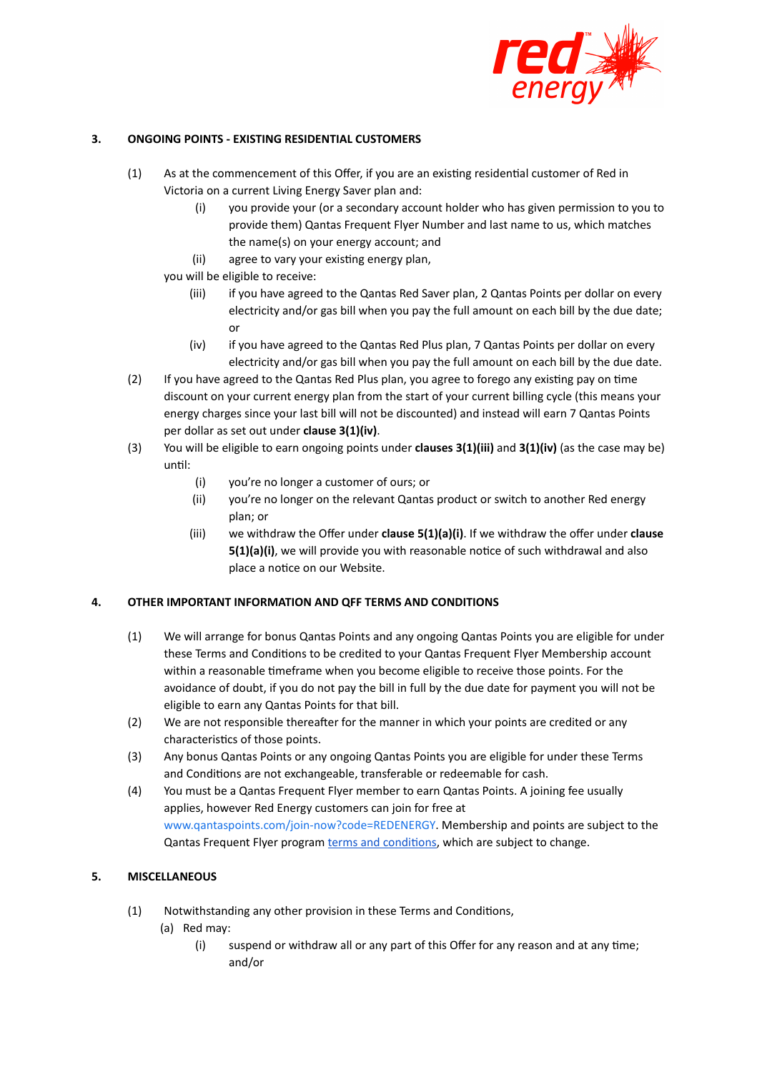## 3. ONGOING POINTS - EXISTING RESIDENTIAL CUSTOMERS

(1) As at the commencement of this Offer, if you are an existing residential customer of Red in Victoria on a current Living Energy Saver plan and:

- (i) you provide your (or a secondary account holder who has given permission to you to provide them) Qantas Frequent Flyer Number and last name to us, which matches the name(s) on your energy account; and
- (ii) agree to vary your existing energy plan,

you will be eligible to receive:

- (iii) if you have agreed to the Qantas Red Saver plan, 2 Qantas Points per dollar on every electricity and/or gas bill when you pay the full amount on each bill by the due date; or
- (iv) if you have agreed to the Qantas Red Plus plan, 7 Qantas Points per dollar on every electricity and/or gas bill when you pay the full amount on each bill by the due date.

(2) If you have agreed to the Qantas Red Plus plan, you agree to forego any existing pay on time discount on your current energy plan from the start of your current billing cycle (this means your energy charges since your last bill will not be discounted) and instead will earn 7 Qantas Points per dollar as set out under **clause 3(1)(iv)**.

(3) You will be eligible to earn ongoing points under **clauses 3(1)(iii)** and **3(1)(iv)** (as the case may be) until:

- (i) you're no longer a customer of ours; or
- (ii) you're no longer on the relevant Qantas product or switch to another Red energy plan; or
- (iii) we withdraw the Offer under **clause 5(1)(a)(i)**. If we withdraw the offer under **clause 5(1)(a)(i)**, we will provide you with reasonable notice of such withdrawal and also place a notice on our Website.

## 4. OTHER IMPORTANT INFORMATION AND QFF TERMS AND CONDITIONS

(1) We will arrange for bonus Qantas Points and any ongoing Qantas Points you are eligible for under these Terms and Conditions to be credited to your Qantas Frequent Flyer Membership account within a reasonable timeframe when you become eligible to receive those points. For the avoidance of doubt, if you do not pay the bill in full by the due date for payment you will not be eligible to earn any Qantas Points for that bill.

(2) We are not responsible thereafter for the manner in which your points are credited or any characteristics of those points.

(3) Any bonus Qantas Points or any ongoing Qantas Points you are eligible for under these Terms and Conditions are not exchangeable, transferable or redeemable for cash.

(4) You must be a Qantas Frequent Flyer member to earn Qantas Points. A joining fee usually applies, however Red Energy customers can join for free at www.qantaspoints.com/join-now?code=REDENERGY. Membership and points are subject to the Qantas Frequent Flyer program terms and conditions, which are subject to change.

## 5. MISCELLANEOUS

(1) Notwithstanding any other provision in these Terms and Conditions,

(a) Red may:

- (i) suspend or withdraw all or any part of this Offer for any reason and at any time; and/or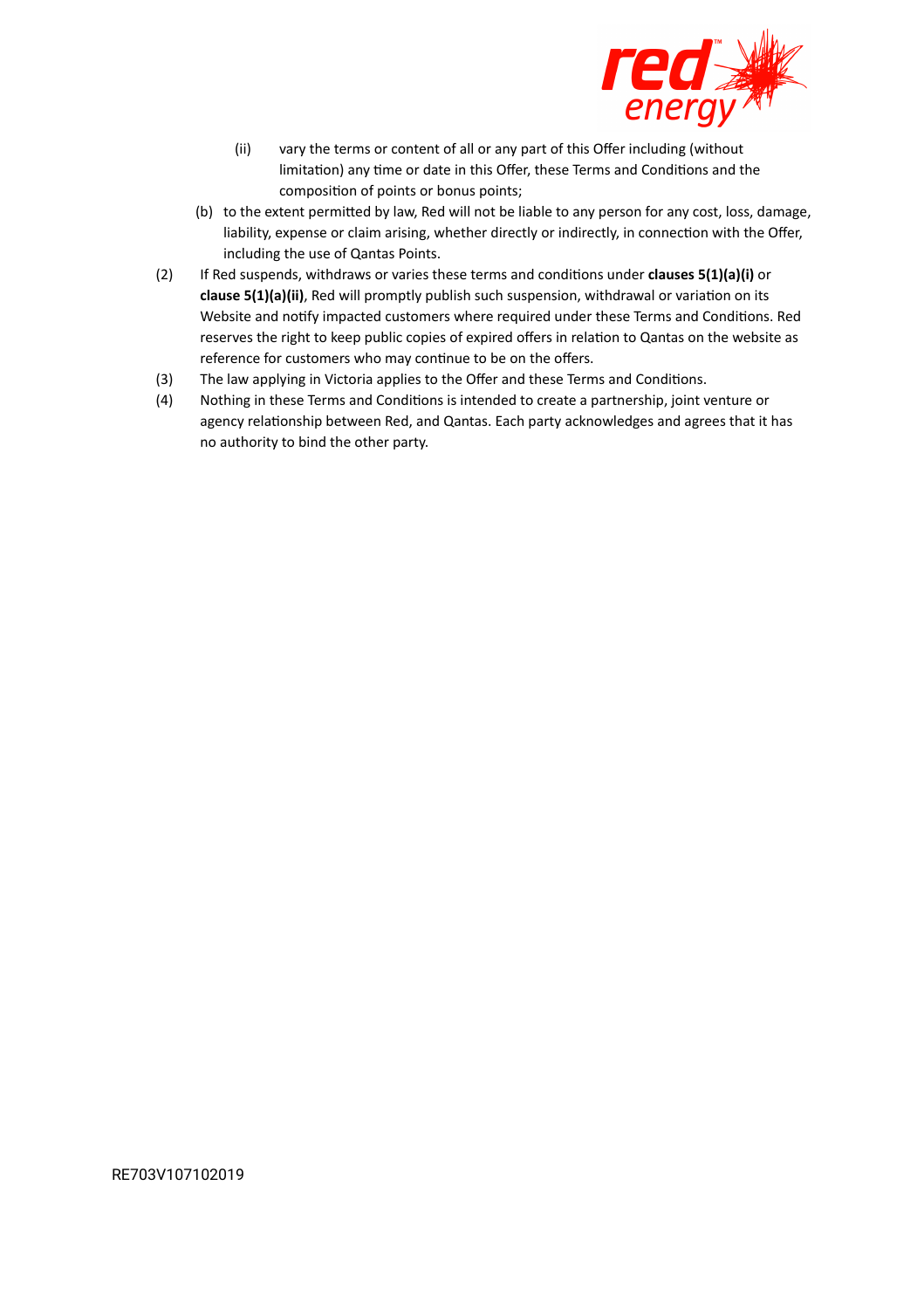(ii) vary the terms or content of all or any part of this Offer including (without limitation) any time or date in this Offer, these Terms and Conditions and the composition of points or bonus points;

(b) to the extent permitted by law, Red will not be liable to any person for any cost, loss, damage, liability, expense or claim arising, whether directly or indirectly, in connection with the Offer, including the use of Qantas Points.

(2) If Red suspends, withdraws or varies these terms and conditions under **clauses 5(1)(a)(i)** or **clause 5(1)(a)(ii)**, Red will promptly publish such suspension, withdrawal or variation on its Website and notify impacted customers where required under these Terms and Conditions. Red reserves the right to keep public copies of expired offers in relation to Qantas on the website as reference for customers who may continue to be on the offers.

(3) The law applying in Victoria applies to the Offer and these Terms and Conditions.

(4) Nothing in these Terms and Conditions is intended to create a partnership, joint venture or agency relationship between Red, and Qantas. Each party acknowledges and agrees that it has no authority to bind the other party.

RE703V107102019